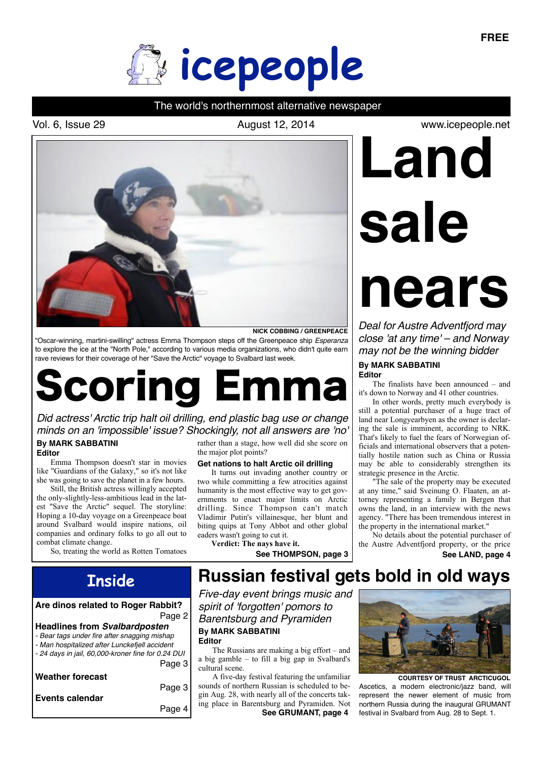FREE

# icepeople

The world's northernmost alternative newspaper

Vol. 6, Issue 29 — August 12, 2014 — www.icepeople.net

NICK COBBING / GREENPEACE

"Oscar-winning, martini-swilling" actress Emma Thompson steps off the Greenpeace ship *Esperanza* to explore the ice at the "North Pole," according to various media organizations, who didn't quite earn rave reviews for their coverage of her "Save the Arctic" voyage to Svalbard last week.

# Scoring Emma

*Did actress' Arctic trip halt oil drilling, end plastic bag use or change minds on an 'impossible' issue? Shockingly, not all answers are 'no'*

**By MARK SABBATINI**
**Editor**

Emma Thompson doesn't star in movies like "Guardians of the Galaxy," so it's not like she was going to save the planet in a few hours.

Still, the British actress willingly accepted the only-slightly-less-ambitious lead in the latest "Save the Arctic" sequel. The storyline: Hoping a 10-day voyage on a Greenpeace boat around Svalbard would inspire nations, oil companies and ordinary folks to go all out to combat climate change.

So, treating the world as Rotten Tomatoes rather than a stage, how well did she score on the major plot points?

**Get nations to halt Arctic oil drilling**

It turns out invading another country or two while committing a few atrocities against humanity is the most effective way to get governments to enact major limits on Arctic drilling. Since Thompson can't match Vladimir Putin's villainesque, her blunt and biting quips at Tony Abbot and other global eaders wasn't going to cut it.

**Verdict: The nays have it.**

**See THOMPSON, page 3**

# Land sale nears

*Deal for Austre Adventfjord may close 'at any time' – and Norway may not be the winning bidder*

**By MARK SABBATINI**
**Editor**

The finalists have been announced – and it's down to Norway and 41 other countries.

In other words, pretty much everybody is still a potential purchaser of a huge tract of land near Longyearbyen as the owner is declaring the sale is imminent, according to NRK. That's likely to fuel the fears of Norwegian officials and international observers that a potentially hostile nation such as China or Russia may be able to considerably strengthen its strategic presence in the Arctic.

"The sale of the property may be executed at any time," said Sveinung O. Flaaten, an attorney representing a family in Bergen that owns the land, in an interview with the news agency. "There has been tremendous interest in the property in the international market."

No details about the potential purchaser of the Austre Adventfjord property, or the price

**See LAND, page 4**

## Inside

**Are dinos related to Roger Rabbit?** Page 2

**Headlines from *Svalbardposten***
- *Bear tags under fire after snagging mishap*
- *Man hospitalized after Lunckefjell accident*
- *24 days in jail, 60,000-kroner fine for 0.24 DUI*

Page 3

**Weather forecast** Page 3

**Events calendar** Page 4

# Russian festival gets bold in old ways

*Five-day event brings music and spirit of 'forgotten' pomors to Barentsburg and Pyramiden*

**By MARK SABBATINI**
**Editor**

The Russians are making a big effort – and a big gamble – to fill a big gap in Svalbard's cultural scene.

A five-day festival featuring the unfamiliar sounds of northern Russian is scheduled to begin Aug. 28, with nearly all of the concerts taking place in Barentsburg and Pyramiden. Not

**See GRUMANT, page 4**

COURTESY OF TRUST ARCTICUGOL

Ascetics, a modern electronic/jazz band, will represent the newer element of music from northern Russia during the inaugural GRUMANT festival in Svalbard from Aug. 28 to Sept. 1.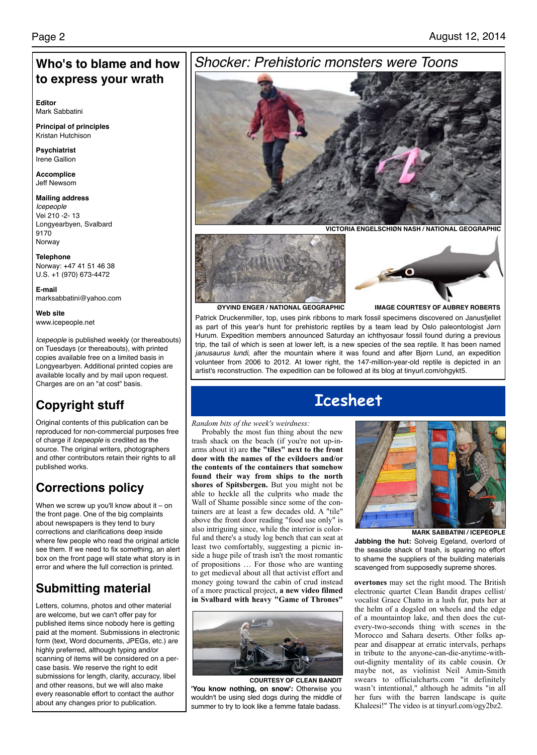## Who's to blame and how to express your wrath

**Editor**
Mark Sabbatini

**Principal of principles**
Kristan Hutchison

**Psychiatrist**
Irene Gallion

**Accomplice**
Jeff Newsom

**Mailing address**
*Icepeople*
Vei 210 -2- 13
Longyearbyen, Svalbard
9170
Norway

**Telephone**
Norway: +47 41 51 46 38
U.S. +1 (970) 673-4472

**E-mail**
marksabbatini@yahoo.com

**Web site**
www.icepeople.net

*Icepeople* is published weekly (or thereabouts) on Tuesdays (or thereabouts), with printed copies available free on a limited basis in Longyearbyen. Additional printed copies are available locally and by mail upon request. Charges are on an "at cost" basis.

## Copyright stuff

Original contents of this publication can be reproduced for non-commercial purposes free of charge if *Icepeople* is credited as the source. The original writers, photographers and other contributors retain their rights to all published works.

## Corrections policy

When we screw up you'll know about it – on the front page. One of the big complaints about newspapers is they tend to bury corrections and clarifications deep inside where few people who read the original article see them. If we need to fix something, an alert box on the front page will state what story is in error and where the full correction is printed.

## Submitting material

Letters, columns, photos and other material are welcome, but we can't offer pay for published items since nobody here is getting paid at the moment. Submissions in electronic form (text, Word documents, JPEGs, etc.) are highly preferred, although typing and/or scanning of items will be considered on a per-case basis. We reserve the right to edit submissions for length, clarity, accuracy, libel and other reasons, but we will also make every reasonable effort to contact the author about any changes prior to publication.

## *Shocker: Prehistoric monsters were Toons*

VICTORIA ENGELSCHIØN NASH / NATIONAL GEOGRAPHIC

ØYVIND ENGER / NATIONAL GEOGRAPHIC

IMAGE COURTESY OF AUBREY ROBERTS

Patrick Druckenmiller, top, uses pink ribbons to mark fossil specimens discovered on Janusfjellet as part of this year's hunt for prehistoric reptiles by a team lead by Oslo paleontologist Jørn Hurum. Expedition members announced Saturday an ichthyosaur fossil found during a previous trip, the tail of which is seen at lower left, is a new species of the sea reptile. It has been named *janusaurus lundi*, after the mountain where it was found and after Bjørn Lund, an expedition volunteer from 2006 to 2012. At lower right, the 147-million-year-old reptile is depicted in an artist's reconstruction. The expedition can be followed at its blog at tinyurl.com/ohgykt5.

# Icesheet

*Random bits of the week's weirdness:*

Probably the most fun thing about the new trash shack on the beach (if you're not up-in-arms about it) are **the "tiles" next to the front door with the names of the evildoers and/or the contents of the containers that somehow found their way from ships to the north shores of Spitsbergen.** But you might not be able to heckle all the culprits who made the Wall of Shame possible since some of the containers are at least a few decades old. A "tile" above the front door reading "food use only" is also intriguing since, while the interior is colorful and there's a study log bench that can seat at least two comfortably, suggesting a picnic inside a huge pile of trash isn't the most romantic of propositions … For those who are wanting to get medieval about all that activist effort and money going toward the cabin of crud instead of a more practical project, **a new video filmed in Svalbard with heavy "Game of Thrones" overtones** may set the right mood. The British electronic quartet Clean Bandit drapes cellist/vocalist Grace Chatto in a lush fur, puts her at the helm of a dogsled on wheels and the edge of a mountaintop lake, and then does the cut-every-two-seconds thing with scenes in the Morocco and Sahara deserts. Other folks appear and disappear at erratic intervals, perhaps in tribute to the anyone-can-die-anytime-without-dignity mentality of its cable cousin. Or maybe not, as violinist Neil Amin-Smith swears to officialcharts.com "it definitely wasn't intentional," although he admits "in all her furs with the barren landscape is quite Khaleesi!" The video is at tinyurl.com/ogy2bz2.

COURTESY OF CLEAN BANDIT

**'You know nothing, on snow':** Otherwise you wouldn't be using sled dogs during the middle of summer to try to look like a femme fatale badass.

MARK SABBATINI / ICEPEOPLE

**Jabbing the hut:** Solveig Egeland, overlord of the seaside shack of trash, is sparing no effort to shame the suppliers of the building materials scavenged from supposedly supreme shores.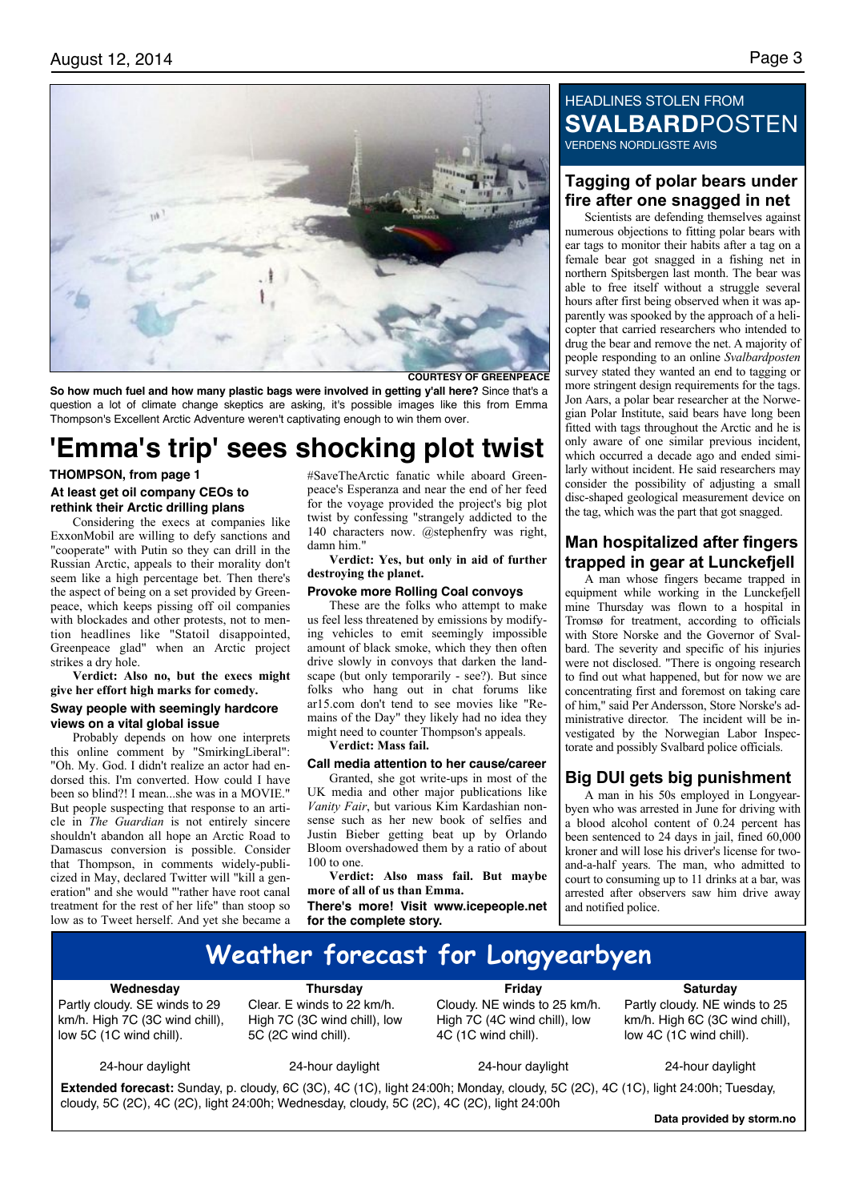COURTESY OF GREENPEACE

**So how much fuel and how many plastic bags were involved in getting y'all here?** Since that's a question a lot of climate change skeptics are asking, it's possible images like this from Emma Thompson's Excellent Arctic Adventure weren't captivating enough to win them over.

# 'Emma's trip' sees shocking plot twist

**THOMPSON, from page 1**

### At least get oil company CEOs to rethink their Arctic drilling plans

Considering the execs at companies like ExxonMobil are willing to defy sanctions and "cooperate" with Putin so they can drill in the Russian Arctic, appeals to their morality don't seem like a high percentage bet. Then there's the aspect of being on a set provided by Greenpeace, which keeps pissing off oil companies with blockades and other protests, not to mention headlines like "Statoil disappointed, Greenpeace glad" when an Arctic project strikes a dry hole.

**Verdict: Also no, but the execs might give her effort high marks for comedy.**

### Sway people with seemingly hardcore views on a vital global issue

Probably depends on how one interprets this online comment by "SmirkingLiberal": "Oh. My. God. I didn't realize an actor had endorsed this. I'm converted. How could I have been so blind?! I mean...she was in a MOVIE." But people suspecting that response to an article in *The Guardian* is not entirely sincere shouldn't abandon all hope an Arctic Road to Damascus conversion is possible. Consider that Thompson, in comments widely-publicized in May, declared Twitter will "kill a generation" and she would "'rather have root canal treatment for the rest of her life" than stoop so low as to Tweet herself. And yet she became a #SaveTheArctic fanatic while aboard Greenpeace's Esperanza and near the end of her feed for the voyage provided the project's big plot twist by confessing "strangely addicted to the 140 characters now. @stephenfry was right, damn him."

**Verdict: Yes, but only in aid of further destroying the planet.**

### Provoke more Rolling Coal convoys

These are the folks who attempt to make us feel less threatened by emissions by modifying vehicles to emit seemingly impossible amount of black smoke, which they then often drive slowly in convoys that darken the landscape (but only temporarily - see?). But since folks who hang out in chat forums like ar15.com don't tend to see movies like "Remains of the Day" they likely had no idea they might need to counter Thompson's appeals.

**Verdict: Mass fail.**

### Call media attention to her cause/career

Granted, she got write-ups in most of the UK media and other major publications like *Vanity Fair*, but various Kim Kardashian nonsense such as her new book of selfies and Justin Bieber getting beat up by Orlando Bloom overshadowed them by a ratio of about 100 to one.

**Verdict: Also mass fail. But maybe more of all of us than Emma.**

**There's more! Visit www.icepeople.net for the complete story.**

## HEADLINES STOLEN FROM SVALBARDPOSTEN

VERDENS NORDLIGSTE AVIS

### Tagging of polar bears under fire after one snagged in net

Scientists are defending themselves against numerous objections to fitting polar bears with ear tags to monitor their habits after a tag on a female bear got snagged in a fishing net in northern Spitsbergen last month. The bear was able to free itself without a struggle several hours after first being observed when it was apparently was spooked by the approach of a helicopter that carried researchers who intended to drug the bear and remove the net. A majority of people responding to an online *Svalbardposten* survey stated they wanted an end to tagging or more stringent design requirements for the tags. Jon Aars, a polar bear researcher at the Norwegian Polar Institute, said bears have long been fitted with tags throughout the Arctic and he is only aware of one similar previous incident, which occurred a decade ago and ended similarly without incident. He said researchers may consider the possibility of adjusting a small disc-shaped geological measurement device on the tag, which was the part that got snagged.

### Man hospitalized after fingers trapped in gear at Lunckefjell

A man whose fingers became trapped in equipment while working in the Lunckefjell mine Thursday was flown to a hospital in Tromsø for treatment, according to officials with Store Norske and the Governor of Svalbard. The severity and specific of his injuries were not disclosed. "There is ongoing research to find out what happened, but for now we are concentrating first and foremost on taking care of him," said Per Andersson, Store Norske's administrative director. The incident will be investigated by the Norwegian Labor Inspectorate and possibly Svalbard police officials.

### Big DUI gets big punishment

A man in his 50s employed in Longyearbyen who was arrested in June for driving with a blood alcohol content of 0.24 percent has been sentenced to 24 days in jail, fined 60,000 kroner and will lose his driver's license for two-and-a-half years. The man, who admitted to court to consuming up to 11 drinks at a bar, was arrested after observers saw him drive away and notified police.

## Weather forecast for Longyearbyen

| Wednesday | Thursday | Friday | Saturday |
|---|---|---|---|
| Partly cloudy. SE winds to 29 km/h. High 7C (3C wind chill), low 5C (1C wind chill). | Clear. E winds to 22 km/h. High 7C (3C wind chill), low 5C (2C wind chill). | Cloudy. NE winds to 25 km/h. High 7C (4C wind chill), low 4C (1C wind chill). | Partly cloudy. NE winds to 25 km/h. High 6C (3C wind chill), low 4C (1C wind chill). |
| 24-hour daylight | 24-hour daylight | 24-hour daylight | 24-hour daylight |

**Extended forecast:** Sunday, p. cloudy, 6C (3C), 4C (1C), light 24:00h; Monday, cloudy, 5C (2C), 4C (1C), light 24:00h; Tuesday, cloudy, 5C (2C), 4C (2C), light 24:00h; Wednesday, cloudy, 5C (2C), 4C (2C), light 24:00h

**Data provided by storm.no**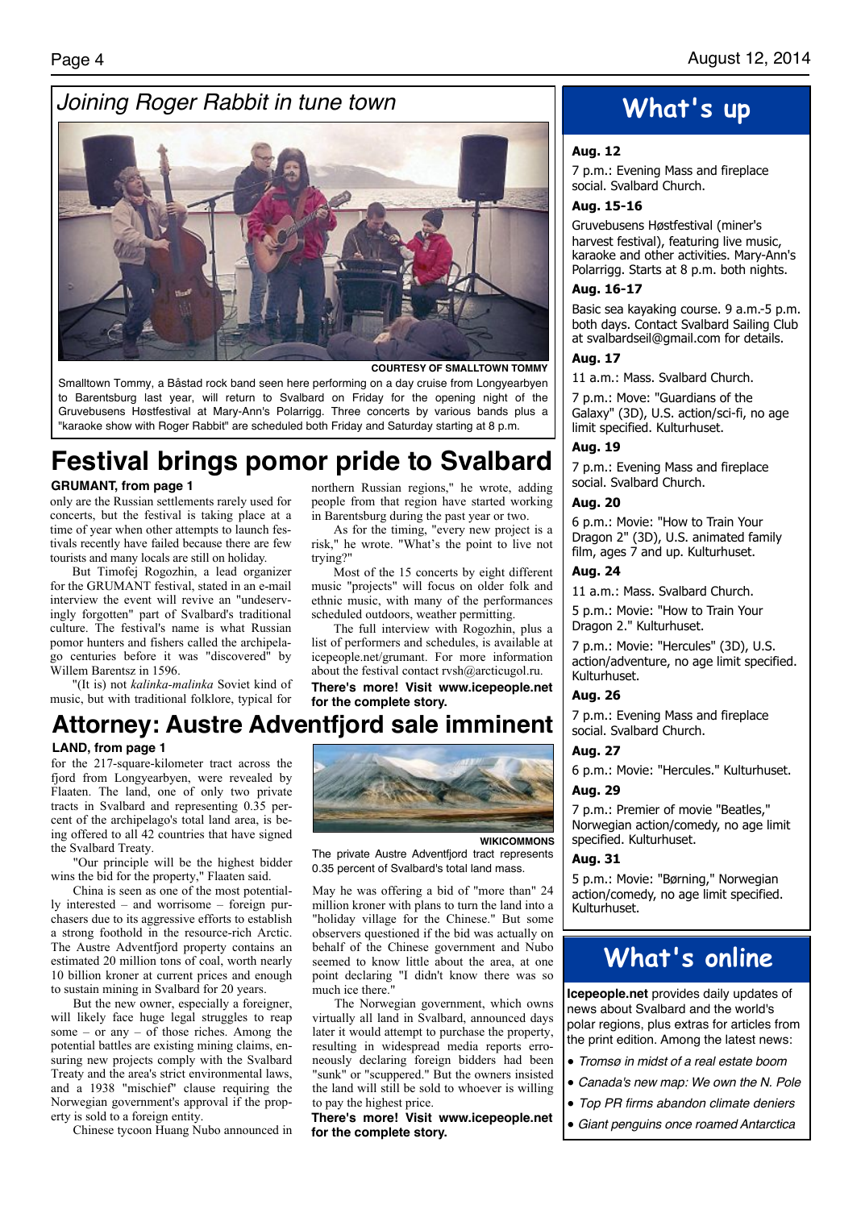## Joining Roger Rabbit in tune town

COURTESY OF SMALLTOWN TOMMY

Smalltown Tommy, a Båstad rock band seen here performing on a day cruise from Longyearbyen to Barentsburg last year, will return to Svalbard on Friday for the opening night of the Gruvebusens Høstfestival at Mary-Ann's Polarrigg. Three concerts by various bands plus a "karaoke show with Roger Rabbit" are scheduled both Friday and Saturday starting at 8 p.m.

# Festival brings pomor pride to Svalbard

**GRUMANT, from page 1**

only are the Russian settlements rarely used for concerts, but the festival is taking place at a time of year when other attempts to launch festivals recently have failed because there are few tourists and many locals are still on holiday.

But Timofej Rogozhin, a lead organizer for the GRUMANT festival, stated in an e-mail interview the event will revive an "undeservingly forgotten" part of Svalbard's traditional culture. The festival's name is what Russian pomor hunters and fishers called the archipelago centuries before it was "discovered" by Willem Barentsz in 1596.

"(It is) not *kalinka-malinka* Soviet kind of music, but with traditional folklore, typical for northern Russian regions," he wrote, adding people from that region have started working in Barentsburg during the past year or two.

As for the timing, "every new project is a risk," he wrote. "What's the point to live not trying?"

Most of the 15 concerts by eight different music "projects" will focus on older folk and ethnic music, with many of the performances scheduled outdoors, weather permitting.

The full interview with Rogozhin, plus a list of performers and schedules, is available at icepeople.net/grumant. For more information about the festival contact rvsh@arcticugol.ru.

**There's more! Visit www.icepeople.net for the complete story.**

# Attorney: Austre Adventfjord sale imminent

**LAND, from page 1**

for the 217-square-kilometer tract across the fjord from Longyearbyen, were revealed by Flaaten. The land, one of only two private tracts in Svalbard and representing 0.35 percent of the archipelago's total land area, is being offered to all 42 countries that have signed the Svalbard Treaty.

"Our principle will be the highest bidder wins the bid for the property," Flaaten said.

China is seen as one of the most potentially interested – and worrisome – foreign purchasers due to its aggressive efforts to establish a strong foothold in the resource-rich Arctic. The Austre Adventfjord property contains an estimated 20 million tons of coal, worth nearly 10 billion kroner at current prices and enough to sustain mining in Svalbard for 20 years.

But the new owner, especially a foreigner, will likely face huge legal struggles to reap some – or any – of those riches. Among the potential battles are existing mining claims, ensuring new projects comply with the Svalbard Treaty and the area's strict environmental laws, and a 1938 "mischief" clause requiring the Norwegian government's approval if the property is sold to a foreign entity.

Chinese tycoon Huang Nubo announced in May he was offering a bid of "more than" 24 million kroner with plans to turn the land into a "holiday village for the Chinese." But some observers questioned if the bid was actually on behalf of the Chinese government and Nubo seemed to know little about the area, at one point declaring "I didn't know there was so much ice there."

The Norwegian government, which owns virtually all land in Svalbard, announced days later it would attempt to purchase the property, resulting in widespread media reports erroneously declaring foreign bidders had been "sunk" or "scuppered." But the owners insisted the land will still be sold to whoever is willing to pay the highest price.

**There's more! Visit www.icepeople.net for the complete story.**

WIKICOMMONS

The private Austre Adventfjord tract represents 0.35 percent of Svalbard's total land mass.

## What's up

**Aug. 12**

7 p.m.: Evening Mass and fireplace social. Svalbard Church.

**Aug. 15-16**

Gruvebusens Høstfestival (miner's harvest festival), featuring live music, karaoke and other activities. Mary-Ann's Polarrigg. Starts at 8 p.m. both nights.

**Aug. 16-17**

Basic sea kayaking course. 9 a.m.-5 p.m. both days. Contact Svalbard Sailing Club at svalbardseil@gmail.com for details.

**Aug. 17**

11 a.m.: Mass. Svalbard Church.

7 p.m.: Move: "Guardians of the Galaxy" (3D), U.S. action/sci-fi, no age limit specified. Kulturhuset.

**Aug. 19**

7 p.m.: Evening Mass and fireplace social. Svalbard Church.

**Aug. 20**

6 p.m.: Movie: "How to Train Your Dragon 2" (3D), U.S. animated family film, ages 7 and up. Kulturhuset.

**Aug. 24**

11 a.m.: Mass. Svalbard Church.

5 p.m.: Movie: "How to Train Your Dragon 2." Kulturhuset.

7 p.m.: Movie: "Hercules" (3D), U.S. action/adventure, no age limit specified. Kulturhuset.

**Aug. 26**

7 p.m.: Evening Mass and fireplace social. Svalbard Church.

**Aug. 27**

6 p.m.: Movie: "Hercules." Kulturhuset.

**Aug. 29**

7 p.m.: Premier of movie "Beatles," Norwegian action/comedy, no age limit specified. Kulturhuset.

**Aug. 31**

5 p.m.: Movie: "Børning," Norwegian action/comedy, no age limit specified. Kulturhuset.

## What's online

**Icepeople.net** provides daily updates of news about Svalbard and the world's polar regions, plus extras for articles from the print edition. Among the latest news:

- *Tromsø in midst of a real estate boom*
- *Canada's new map: We own the N. Pole*
- *Top PR firms abandon climate deniers*
- *Giant penguins once roamed Antarctica*